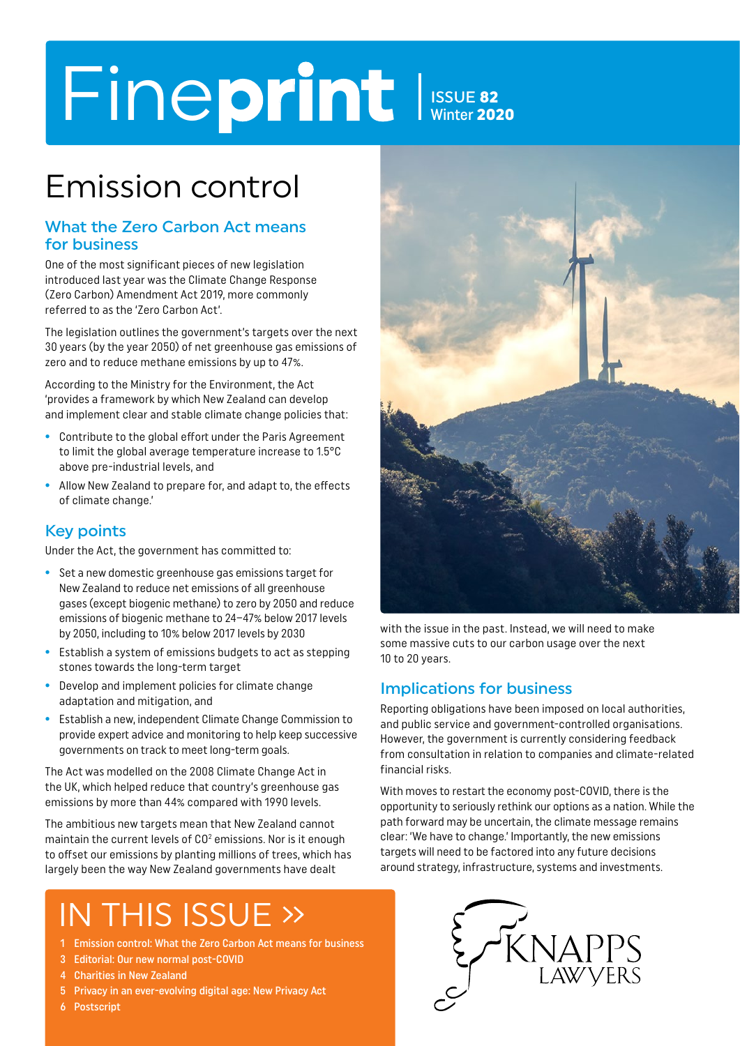# Fineprint

ISSUE **82**
Winter **2020**

# Emission control

## What the Zero Carbon Act means for business

One of the most significant pieces of new legislation introduced last year was the Climate Change Response (Zero Carbon) Amendment Act 2019, more commonly referred to as the 'Zero Carbon Act'.

The legislation outlines the government's targets over the next 30 years (by the year 2050) of net greenhouse gas emissions of zero and to reduce methane emissions by up to 47%.

According to the Ministry for the Environment, the Act 'provides a framework by which New Zealand can develop and implement clear and stable climate change policies that:

- Contribute to the global effort under the Paris Agreement to limit the global average temperature increase to 1.5°C above pre-industrial levels, and
- Allow New Zealand to prepare for, and adapt to, the effects of climate change.'

## Key points

Under the Act, the government has committed to:

- Set a new domestic greenhouse gas emissions target for New Zealand to reduce net emissions of all greenhouse gases (except biogenic methane) to zero by 2050 and reduce emissions of biogenic methane to 24–47% below 2017 levels by 2050, including to 10% below 2017 levels by 2030
- Establish a system of emissions budgets to act as stepping stones towards the long-term target
- Develop and implement policies for climate change adaptation and mitigation, and
- Establish a new, independent Climate Change Commission to provide expert advice and monitoring to help keep successive governments on track to meet long-term goals.

The Act was modelled on the 2008 Climate Change Act in the UK, which helped reduce that country's greenhouse gas emissions by more than 44% compared with 1990 levels.

The ambitious new targets mean that New Zealand cannot maintain the current levels of $CO^2$ emissions. Nor is it enough to offset our emissions by planting millions of trees, which has largely been the way New Zealand governments have dealt with the issue in the past. Instead, we will need to make some massive cuts to our carbon usage over the next 10 to 20 years.

## Implications for business

Reporting obligations have been imposed on local authorities, and public service and government-controlled organisations. However, the government is currently considering feedback from consultation in relation to companies and climate-related financial risks.

With moves to restart the economy post-COVID, there is the opportunity to seriously rethink our options as a nation. While the path forward may be uncertain, the climate message remains clear: 'We have to change.' Importantly, the new emissions targets will need to be factored into any future decisions around strategy, infrastructure, systems and investments.

## IN THIS ISSUE »

1 Emission control: What the Zero Carbon Act means for business
3 Editorial: Our new normal post-COVID
4 Charities in New Zealand
5 Privacy in an ever-evolving digital age: New Privacy Act
6 Postscript

KNAPPS LAWYERS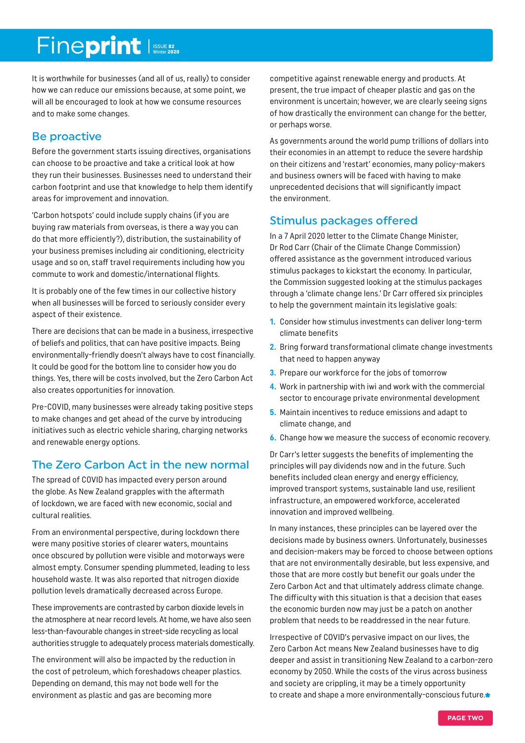It is worthwhile for businesses (and all of us, really) to consider how we can reduce our emissions because, at some point, we will all be encouraged to look at how we consume resources and to make some changes.

## Be proactive

Before the government starts issuing directives, organisations can choose to be proactive and take a critical look at how they run their businesses. Businesses need to understand their carbon footprint and use that knowledge to help them identify areas for improvement and innovation.

'Carbon hotspots' could include supply chains (if you are buying raw materials from overseas, is there a way you can do that more efficiently?), distribution, the sustainability of your business premises including air conditioning, electricity usage and so on, staff travel requirements including how you commute to work and domestic/international flights.

It is probably one of the few times in our collective history when all businesses will be forced to seriously consider every aspect of their existence.

There are decisions that can be made in a business, irrespective of beliefs and politics, that can have positive impacts. Being environmentally-friendly doesn't always have to cost financially. It could be good for the bottom line to consider how you do things. Yes, there will be costs involved, but the Zero Carbon Act also creates opportunities for innovation.

Pre-COVID, many businesses were already taking positive steps to make changes and get ahead of the curve by introducing initiatives such as electric vehicle sharing, charging networks and renewable energy options.

## The Zero Carbon Act in the new normal

The spread of COVID has impacted every person around the globe. As New Zealand grapples with the aftermath of lockdown, we are faced with new economic, social and cultural realities.

From an environmental perspective, during lockdown there were many positive stories of clearer waters, mountains once obscured by pollution were visible and motorways were almost empty. Consumer spending plummeted, leading to less household waste. It was also reported that nitrogen dioxide pollution levels dramatically decreased across Europe.

These improvements are contrasted by carbon dioxide levels in the atmosphere at near record levels. At home, we have also seen less-than-favourable changes in street-side recycling as local authorities struggle to adequately process materials domestically.

The environment will also be impacted by the reduction in the cost of petroleum, which foreshadows cheaper plastics. Depending on demand, this may not bode well for the environment as plastic and gas are becoming more competitive against renewable energy and products. At present, the true impact of cheaper plastic and gas on the environment is uncertain; however, we are clearly seeing signs of how drastically the environment can change for the better, or perhaps worse.

As governments around the world pump trillions of dollars into their economies in an attempt to reduce the severe hardship on their citizens and 'restart' economies, many policy-makers and business owners will be faced with having to make unprecedented decisions that will significantly impact the environment.

## Stimulus packages offered

In a 7 April 2020 letter to the Climate Change Minister, Dr Rod Carr (Chair of the Climate Change Commission) offered assistance as the government introduced various stimulus packages to kickstart the economy. In particular, the Commission suggested looking at the stimulus packages through a 'climate change lens.' Dr Carr offered six principles to help the government maintain its legislative goals:

1. Consider how stimulus investments can deliver long-term climate benefits
2. Bring forward transformational climate change investments that need to happen anyway
3. Prepare our workforce for the jobs of tomorrow
4. Work in partnership with iwi and work with the commercial sector to encourage private environmental development
5. Maintain incentives to reduce emissions and adapt to climate change, and
6. Change how we measure the success of economic recovery.

Dr Carr's letter suggests the benefits of implementing the principles will pay dividends now and in the future. Such benefits included clean energy and energy efficiency, improved transport systems, sustainable land use, resilient infrastructure, an empowered workforce, accelerated innovation and improved wellbeing.

In many instances, these principles can be layered over the decisions made by business owners. Unfortunately, businesses and decision-makers may be forced to choose between options that are not environmentally desirable, but less expensive, and those that are more costly but benefit our goals under the Zero Carbon Act and that ultimately address climate change. The difficulty with this situation is that a decision that eases the economic burden now may just be a patch on another problem that needs to be readdressed in the near future.

Irrespective of COVID's pervasive impact on our lives, the Zero Carbon Act means New Zealand businesses have to dig deeper and assist in transitioning New Zealand to a carbon-zero economy by 2050. While the costs of the virus across business and society are crippling, it may be a timely opportunity to create and shape a more environmentally-conscious future.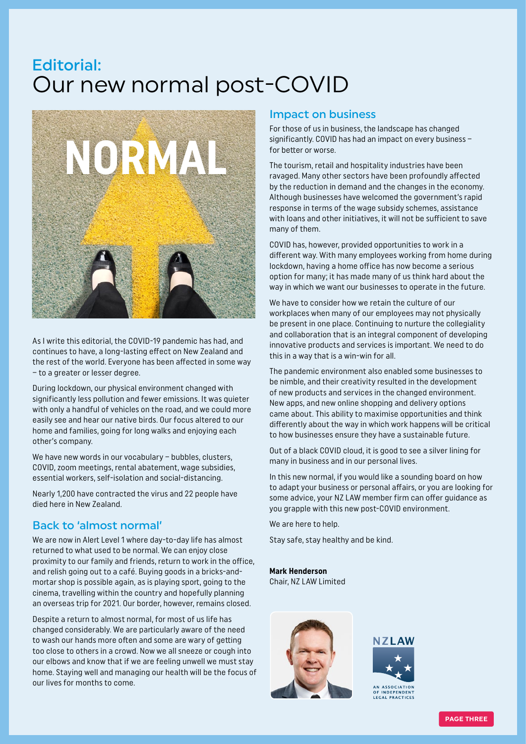# Editorial: Our new normal post-COVID

As I write this editorial, the COVID-19 pandemic has had, and continues to have, a long-lasting effect on New Zealand and the rest of the world. Everyone has been affected in some way – to a greater or lesser degree.

During lockdown, our physical environment changed with significantly less pollution and fewer emissions. It was quieter with only a handful of vehicles on the road, and we could more easily see and hear our native birds. Our focus altered to our home and families, going for long walks and enjoying each other's company.

We have new words in our vocabulary – bubbles, clusters, COVID, zoom meetings, rental abatement, wage subsidies, essential workers, self-isolation and social-distancing.

Nearly 1,200 have contracted the virus and 22 people have died here in New Zealand.

## Back to 'almost normal'

We are now in Alert Level 1 where day-to-day life has almost returned to what used to be normal. We can enjoy close proximity to our family and friends, return to work in the office, and relish going out to a café. Buying goods in a bricks-and-mortar shop is possible again, as is playing sport, going to the cinema, travelling within the country and hopefully planning an overseas trip for 2021. Our border, however, remains closed.

Despite a return to almost normal, for most of us life has changed considerably. We are particularly aware of the need to wash our hands more often and some are wary of getting too close to others in a crowd. Now we all sneeze or cough into our elbows and know that if we are feeling unwell we must stay home. Staying well and managing our health will be the focus of our lives for months to come.

## Impact on business

For those of us in business, the landscape has changed significantly. COVID has had an impact on every business – for better or worse.

The tourism, retail and hospitality industries have been ravaged. Many other sectors have been profoundly affected by the reduction in demand and the changes in the economy. Although businesses have welcomed the government's rapid response in terms of the wage subsidy schemes, assistance with loans and other initiatives, it will not be sufficient to save many of them.

COVID has, however, provided opportunities to work in a different way. With many employees working from home during lockdown, having a home office has now become a serious option for many; it has made many of us think hard about the way in which we want our businesses to operate in the future.

We have to consider how we retain the culture of our workplaces when many of our employees may not physically be present in one place. Continuing to nurture the collegiality and collaboration that is an integral component of developing innovative products and services is important. We need to do this in a way that is a win-win for all.

The pandemic environment also enabled some businesses to be nimble, and their creativity resulted in the development of new products and services in the changed environment. New apps, and new online shopping and delivery options came about. This ability to maximise opportunities and think differently about the way in which work happens will be critical to how businesses ensure they have a sustainable future.

Out of a black COVID cloud, it is good to see a silver lining for many in business and in our personal lives.

In this new normal, if you would like a sounding board on how to adapt your business or personal affairs, or you are looking for some advice, your NZ LAW member firm can offer guidance as you grapple with this new post-COVID environment.

We are here to help.

Stay safe, stay healthy and be kind.

**Mark Henderson**
Chair, NZ LAW Limited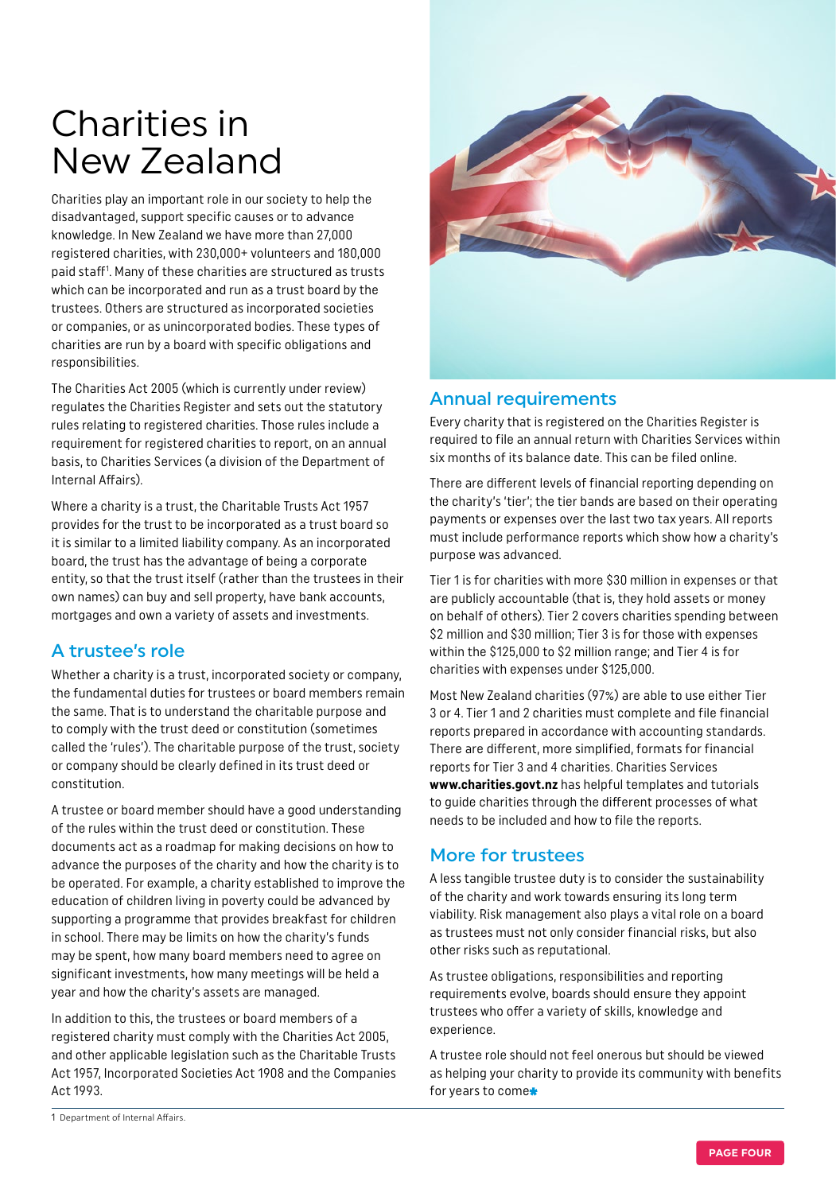# Charities in New Zealand

Charities play an important role in our society to help the disadvantaged, support specific causes or to advance knowledge. In New Zealand we have more than 27,000 registered charities, with 230,000+ volunteers and 180,000 paid staff[1]. Many of these charities are structured as trusts which can be incorporated and run as a trust board by the trustees. Others are structured as incorporated societies or companies, or as unincorporated bodies. These types of charities are run by a board with specific obligations and responsibilities.

The Charities Act 2005 (which is currently under review) regulates the Charities Register and sets out the statutory rules relating to registered charities. Those rules include a requirement for registered charities to report, on an annual basis, to Charities Services (a division of the Department of Internal Affairs).

Where a charity is a trust, the Charitable Trusts Act 1957 provides for the trust to be incorporated as a trust board so it is similar to a limited liability company. As an incorporated board, the trust has the advantage of being a corporate entity, so that the trust itself (rather than the trustees in their own names) can buy and sell property, have bank accounts, mortgages and own a variety of assets and investments.

## A trustee's role

Whether a charity is a trust, incorporated society or company, the fundamental duties for trustees or board members remain the same. That is to understand the charitable purpose and to comply with the trust deed or constitution (sometimes called the 'rules'). The charitable purpose of the trust, society or company should be clearly defined in its trust deed or constitution.

A trustee or board member should have a good understanding of the rules within the trust deed or constitution. These documents act as a roadmap for making decisions on how to advance the purposes of the charity and how the charity is to be operated. For example, a charity established to improve the education of children living in poverty could be advanced by supporting a programme that provides breakfast for children in school. There may be limits on how the charity's funds may be spent, how many board members need to agree on significant investments, how many meetings will be held a year and how the charity's assets are managed.

In addition to this, the trustees or board members of a registered charity must comply with the Charities Act 2005, and other applicable legislation such as the Charitable Trusts Act 1957, Incorporated Societies Act 1908 and the Companies Act 1993.

## Annual requirements

Every charity that is registered on the Charities Register is required to file an annual return with Charities Services within six months of its balance date. This can be filed online.

There are different levels of financial reporting depending on the charity's 'tier'; the tier bands are based on their operating payments or expenses over the last two tax years. All reports must include performance reports which show how a charity's purpose was advanced.

Tier 1 is for charities with more $30 million in expenses or that are publicly accountable (that is, they hold assets or money on behalf of others). Tier 2 covers charities spending between $2 million and $30 million; Tier 3 is for those with expenses within the $125,000 to $2 million range; and Tier 4 is for charities with expenses under $125,000.

Most New Zealand charities (97%) are able to use either Tier 3 or 4. Tier 1 and 2 charities must complete and file financial reports prepared in accordance with accounting standards. There are different, more simplified, formats for financial reports for Tier 3 and 4 charities. Charities Services **www.charities.govt.nz** has helpful templates and tutorials to guide charities through the different processes of what needs to be included and how to file the reports.

## More for trustees

A less tangible trustee duty is to consider the sustainability of the charity and work towards ensuring its long term viability. Risk management also plays a vital role on a board as trustees must not only consider financial risks, but also other risks such as reputational.

As trustee obligations, responsibilities and reporting requirements evolve, boards should ensure they appoint trustees who offer a variety of skills, knowledge and experience.

A trustee role should not feel onerous but should be viewed as helping your charity to provide its community with benefits for years to come

1 Department of Internal Affairs.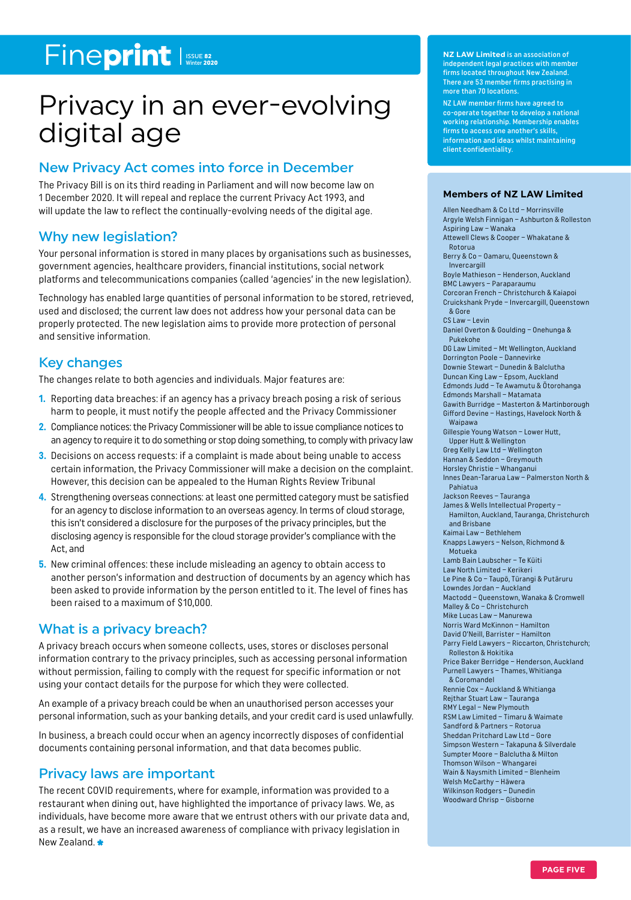# Privacy in an ever-evolving digital age

## New Privacy Act comes into force in December

The Privacy Bill is on its third reading in Parliament and will now become law on 1 December 2020. It will repeal and replace the current Privacy Act 1993, and will update the law to reflect the continually-evolving needs of the digital age.

## Why new legislation?

Your personal information is stored in many places by organisations such as businesses, government agencies, healthcare providers, financial institutions, social network platforms and telecommunications companies (called 'agencies' in the new legislation).

Technology has enabled large quantities of personal information to be stored, retrieved, used and disclosed; the current law does not address how your personal data can be properly protected. The new legislation aims to provide more protection of personal and sensitive information.

## Key changes

The changes relate to both agencies and individuals. Major features are:

1. Reporting data breaches: if an agency has a privacy breach posing a risk of serious harm to people, it must notify the people affected and the Privacy Commissioner
2. Compliance notices: the Privacy Commissioner will be able to issue compliance notices to an agency to require it to do something or stop doing something, to comply with privacy law
3. Decisions on access requests: if a complaint is made about being unable to access certain information, the Privacy Commissioner will make a decision on the complaint. However, this decision can be appealed to the Human Rights Review Tribunal
4. Strengthening overseas connections: at least one permitted category must be satisfied for an agency to disclose information to an overseas agency. In terms of cloud storage, this isn't considered a disclosure for the purposes of the privacy principles, but the disclosing agency is responsible for the cloud storage provider's compliance with the Act, and
5. New criminal offences: these include misleading an agency to obtain access to another person's information and destruction of documents by an agency which has been asked to provide information by the person entitled to it. The level of fines has been raised to a maximum of $10,000.

## What is a privacy breach?

A privacy breach occurs when someone collects, uses, stores or discloses personal information contrary to the privacy principles, such as accessing personal information without permission, failing to comply with the request for specific information or not using your contact details for the purpose for which they were collected.

An example of a privacy breach could be when an unauthorised person accesses your personal information, such as your banking details, and your credit card is used unlawfully.

In business, a breach could occur when an agency incorrectly disposes of confidential documents containing personal information, and that data becomes public.

## Privacy laws are important

The recent COVID requirements, where for example, information was provided to a restaurant when dining out, have highlighted the importance of privacy laws. We, as individuals, have become more aware that we entrust others with our private data and, as a result, we have an increased awareness of compliance with privacy legislation in New Zealand.

---

**NZ LAW Limited** is an association of independent legal practices with member firms located throughout New Zealand. There are 53 member firms practising in more than 70 locations.

NZ LAW member firms have agreed to co-operate together to develop a national working relationship. Membership enables firms to access one another's skills, information and ideas whilst maintaining client confidentiality.

### Members of NZ LAW Limited

- Allen Needham & Co Ltd – Morrinsville
- Argyle Welsh Finnigan – Ashburton & Rolleston
- Aspiring Law – Wanaka
- Attewell Clews & Cooper – Whakatane & Rotorua
- Berry & Co – Oamaru, Queenstown & Invercargill
- Boyle Mathieson – Henderson, Auckland
- BMC Lawyers – Paraparaumu
- Corcoran French – Christchurch & Kaiapoi
- Cruickshank Pryde – Invercargill, Queenstown & Gore
- CS Law – Levin
- Daniel Overton & Goulding – Onehunga & Pukekohe
- DG Law Limited – Mt Wellington, Auckland
- Dorrington Poole – Dannevirke
- Downie Stewart – Dunedin & Balclutha
- Duncan King Law – Epsom, Auckland
- Edmonds Judd – Te Awamutu & Ōtorohanga
- Edmonds Marshall – Matamata
- Gawith Burridge – Masterton & Martinborough
- Gifford Devine – Hastings, Havelock North & Waipawa
- Gillespie Young Watson – Lower Hutt, Upper Hutt & Wellington
- Greg Kelly Law Ltd – Wellington
- Hannan & Seddon – Greymouth
- Horsley Christie – Whanganui
- Innes Dean-Tararua Law – Palmerston North & Pahiatua
- Jackson Reeves – Tauranga
- James & Wells Intellectual Property – Hamilton, Auckland, Tauranga, Christchurch and Brisbane
- Kaimai Law – Bethlehem
- Knapps Lawyers – Nelson, Richmond & Motueka
- Lamb Bain Laubscher – Te Kūiti
- Law North Limited – Kerikeri
- Le Pine & Co – Taupō, Tūrangi & Putāruru
- Lowndes Jordan – Auckland
- Mactodd – Queenstown, Wanaka & Cromwell
- Malley & Co – Christchurch
- Mike Lucas Law – Manurewa
- Norris Ward McKinnon – Hamilton
- David O'Neill, Barrister – Hamilton
- Parry Field Lawyers – Riccarton, Christchurch; Rolleston & Hokitika
- Price Baker Berridge – Henderson, Auckland
- Purnell Lawyers – Thames, Whitianga & Coromandel
- Rennie Cox – Auckland & Whitianga
- Rejthar Stuart Law – Tauranga
- RMY Legal – New Plymouth
- RSM Law Limited – Timaru & Waimate
- Sandford & Partners – Rotorua
- Sheddan Pritchard Law Ltd – Gore
- Simpson Western – Takapuna & Silverdale
- Sumpter Moore – Balclutha & Milton
- Thomson Wilson – Whangarei
- Wain & Naysmith Limited – Blenheim
- Welsh McCarthy – Hāwera
- Wilkinson Rodgers – Dunedin
- Woodward Chrisp – Gisborne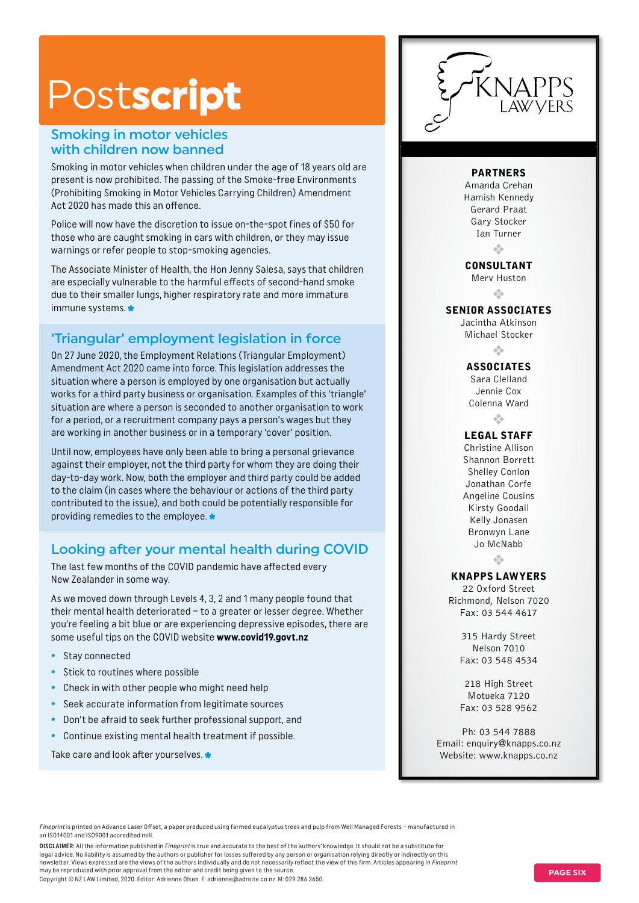# Postscript

## Smoking in motor vehicles with children now banned

Smoking in motor vehicles when children under the age of 18 years old are present is now prohibited. The passing of the Smoke-free Environments (Prohibiting Smoking in Motor Vehicles Carrying Children) Amendment Act 2020 has made this an offence.

Police will now have the discretion to issue on-the-spot fines of $50 for those who are caught smoking in cars with children, or they may issue warnings or refer people to stop-smoking agencies.

The Associate Minister of Health, the Hon Jenny Salesa, says that children are especially vulnerable to the harmful effects of second-hand smoke due to their smaller lungs, higher respiratory rate and more immature immune systems.

## 'Triangular' employment legislation in force

On 27 June 2020, the Employment Relations (Triangular Employment) Amendment Act 2020 came into force. This legislation addresses the situation where a person is employed by one organisation but actually works for a third party business or organisation. Examples of this 'triangle' situation are where a person is seconded to another organisation to work for a period, or a recruitment company pays a person's wages but they are working in another business or in a temporary 'cover' position.

Until now, employees have only been able to bring a personal grievance against their employer, not the third party for whom they are doing their day-to-day work. Now, both the employer and third party could be added to the claim (in cases where the behaviour or actions of the third party contributed to the issue), and both could be potentially responsible for providing remedies to the employee.

## Looking after your mental health during COVID

The last few months of the COVID pandemic have affected every New Zealander in some way.

As we moved down through Levels 4, 3, 2 and 1 many people found that their mental health deteriorated – to a greater or lesser degree. Whether you're feeling a bit blue or are experiencing depressive episodes, there are some useful tips on the COVID website **www.covid19.govt.nz**

- Stay connected
- Stick to routines where possible
- Check in with other people who might need help
- Seek accurate information from legitimate sources
- Don't be afraid to seek further professional support, and
- Continue existing mental health treatment if possible.

Take care and look after yourselves.

---

KNAPPS LAWYERS

**PARTNERS**
Amanda Crehan
Hamish Kennedy
Gerard Praat
Gary Stocker
Ian Turner

**CONSULTANT**
Merv Huston

**SENIOR ASSOCIATES**
Jacintha Atkinson
Michael Stocker

**ASSOCIATES**
Sara Clelland
Jennie Cox
Colenna Ward

**LEGAL STAFF**
Christine Allison
Shannon Borrett
Shelley Conlon
Jonathan Corfe
Angeline Cousins
Kirsty Goodall
Kelly Jonasen
Bronwyn Lane
Jo McNabb

**KNAPPS LAWYERS**
22 Oxford Street
Richmond, Nelson 7020
Fax: 03 544 4617

315 Hardy Street
Nelson 7010
Fax: 03 548 4534

218 High Street
Motueka 7120
Fax: 03 528 9562

Ph: 03 544 7888
Email: enquiry@knapps.co.nz
Website: www.knapps.co.nz

---

*Fineprint* is printed on Advance Laser Offset, a paper produced using farmed eucalyptus trees and pulp from Well Managed Forests – manufactured in an ISO14001 and ISO9001 accredited mill.

**DISCLAIMER:** All the information published in *Fineprint* is true and accurate to the best of the authors' knowledge. It should not be a substitute for legal advice. No liability is assumed by the authors or publisher for losses suffered by any person or organisation relying directly or indirectly on this newsletter. Views expressed are the views of the authors individually and do not necessarily reflect the view of this firm. Articles appearing in *Fineprint* may be reproduced with prior approval from the editor and credit being given to the source.
Copyright © NZ LAW Limited, 2020. Editor: Adrienne Olsen. E: adrienne@adroite.co.nz. M: 029 286 3650.